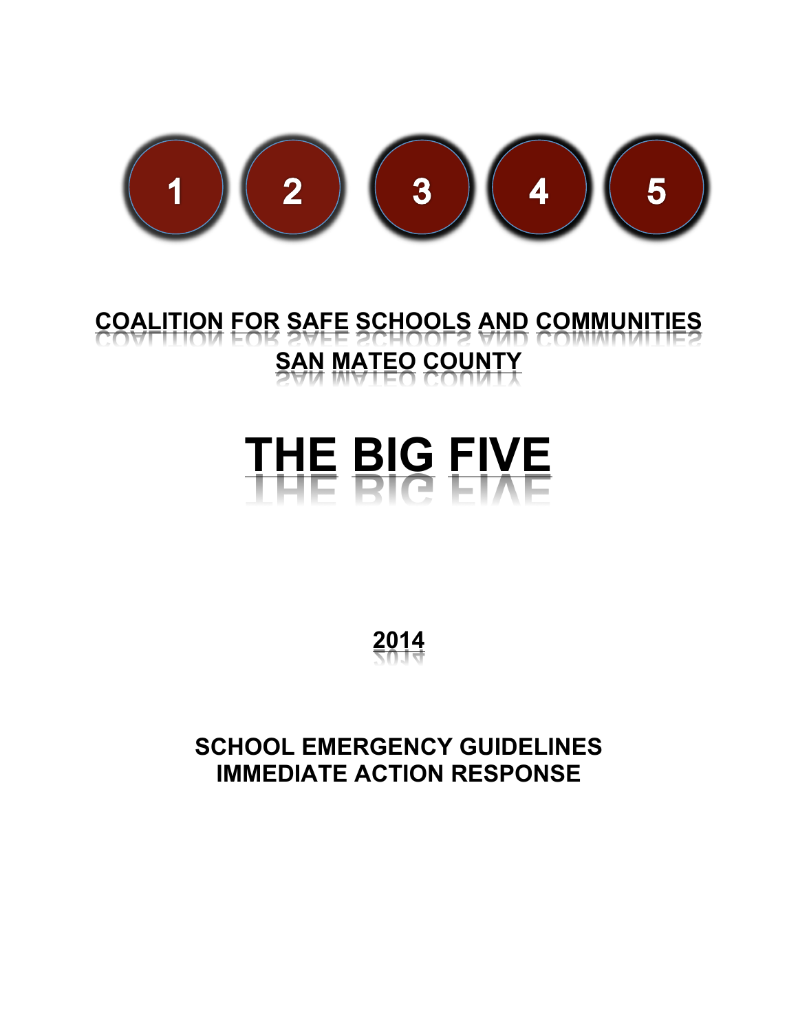1 2 3 4 5

## COALITION FOR SAFE SCHOOLS AND COMMUNITIES
## SAN MATEO COUNTY

# THE BIG FIVE

**2014**

**SCHOOL EMERGENCY GUIDELINES**
**IMMEDIATE ACTION RESPONSE**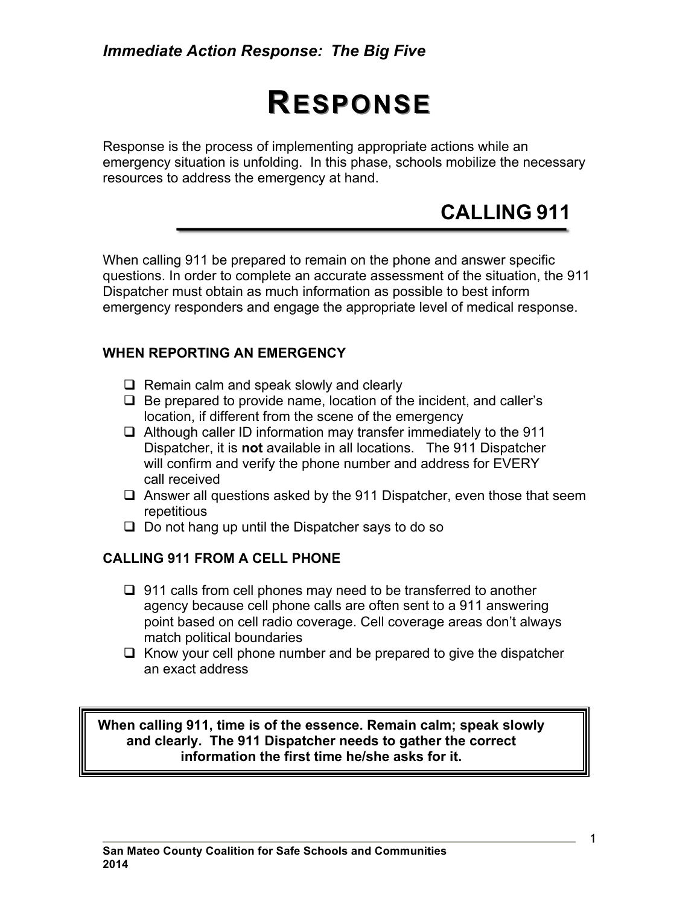# RESPONSE

Response is the process of implementing appropriate actions while an emergency situation is unfolding. In this phase, schools mobilize the necessary resources to address the emergency at hand.

## CALLING 911

When calling 911 be prepared to remain on the phone and answer specific questions. In order to complete an accurate assessment of the situation, the 911 Dispatcher must obtain as much information as possible to best inform emergency responders and engage the appropriate level of medical response.

### WHEN REPORTING AN EMERGENCY

- Remain calm and speak slowly and clearly
- Be prepared to provide name, location of the incident, and caller's location, if different from the scene of the emergency
- Although caller ID information may transfer immediately to the 911 Dispatcher, it is **not** available in all locations. The 911 Dispatcher will confirm and verify the phone number and address for EVERY call received
- Answer all questions asked by the 911 Dispatcher, even those that seem repetitious
- Do not hang up until the Dispatcher says to do so

### CALLING 911 FROM A CELL PHONE

- 911 calls from cell phones may need to be transferred to another agency because cell phone calls are often sent to a 911 answering point based on cell radio coverage. Cell coverage areas don't always match political boundaries
- Know your cell phone number and be prepared to give the dispatcher an exact address

**When calling 911, time is of the essence. Remain calm; speak slowly and clearly. The 911 Dispatcher needs to gather the correct information the first time he/she asks for it.**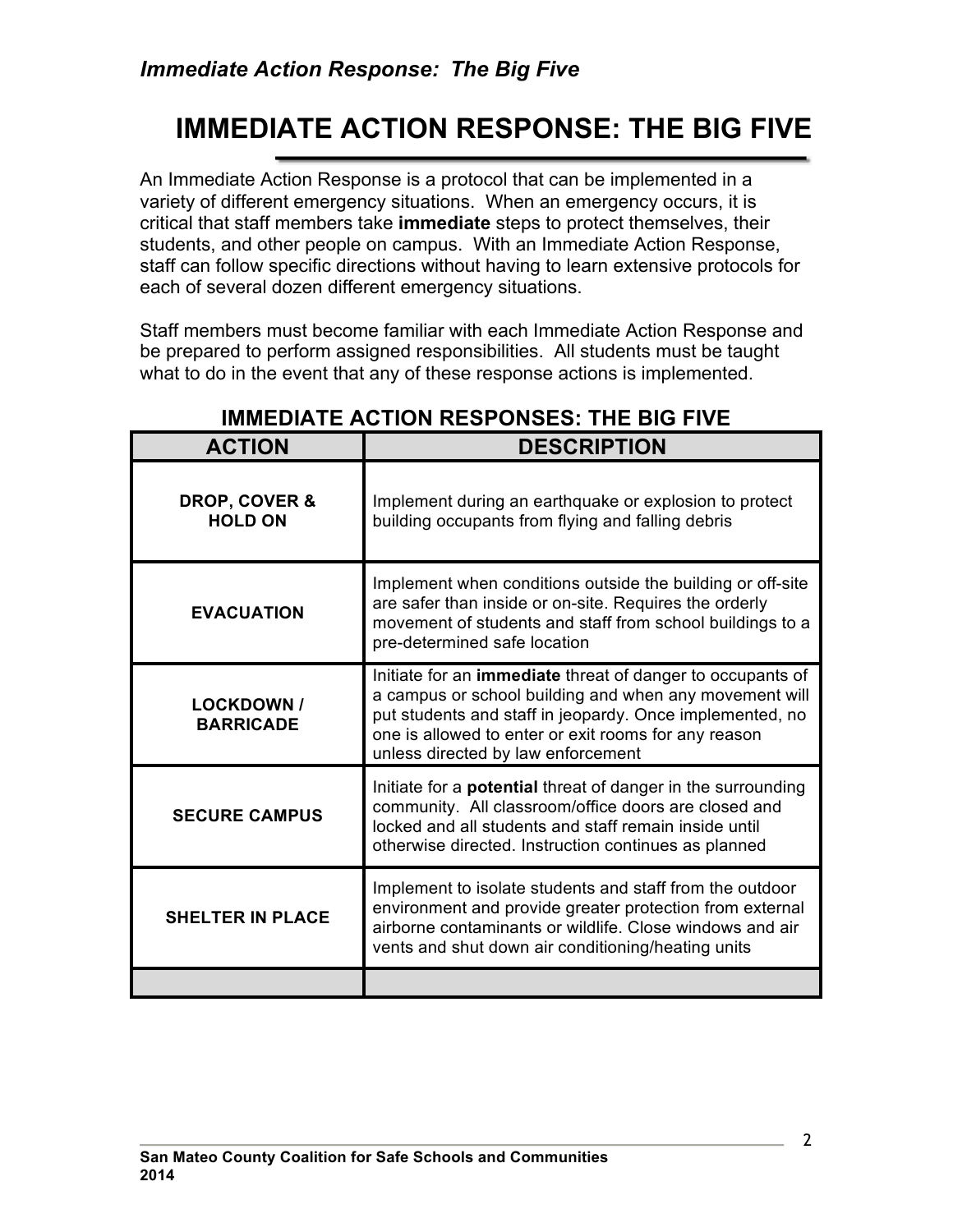# IMMEDIATE ACTION RESPONSE: THE BIG FIVE

An Immediate Action Response is a protocol that can be implemented in a variety of different emergency situations. When an emergency occurs, it is critical that staff members take **immediate** steps to protect themselves, their students, and other people on campus. With an Immediate Action Response, staff can follow specific directions without having to learn extensive protocols for each of several dozen different emergency situations.

Staff members must become familiar with each Immediate Action Response and be prepared to perform assigned responsibilities. All students must be taught what to do in the event that any of these response actions is implemented.

## IMMEDIATE ACTION RESPONSES: THE BIG FIVE

| ACTION | DESCRIPTION |
|---|---|
| **DROP, COVER & HOLD ON** | Implement during an earthquake or explosion to protect building occupants from flying and falling debris |
| **EVACUATION** | Implement when conditions outside the building or off-site are safer than inside or on-site. Requires the orderly movement of students and staff from school buildings to a pre-determined safe location |
| **LOCKDOWN / BARRICADE** | Initiate for an **immediate** threat of danger to occupants of a campus or school building and when any movement will put students and staff in jeopardy. Once implemented, no one is allowed to enter or exit rooms for any reason unless directed by law enforcement |
| **SECURE CAMPUS** | Initiate for a **potential** threat of danger in the surrounding community. All classroom/office doors are closed and locked and all students and staff remain inside until otherwise directed. Instruction continues as planned |
| **SHELTER IN PLACE** | Implement to isolate students and staff from the outdoor environment and provide greater protection from external airborne contaminants or wildlife. Close windows and air vents and shut down air conditioning/heating units |
| | |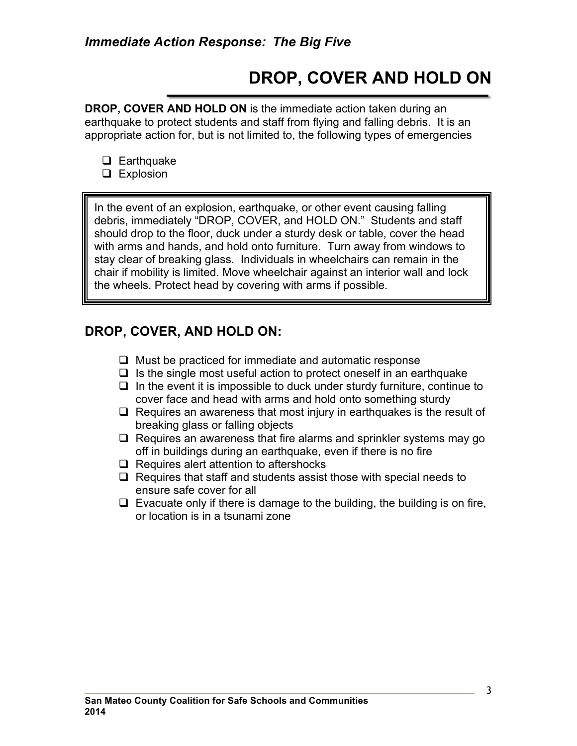*Immediate Action Response: The Big Five*

# DROP, COVER AND HOLD ON

**DROP, COVER AND HOLD ON** is the immediate action taken during an earthquake to protect students and staff from flying and falling debris. It is an appropriate action for, but is not limited to, the following types of emergencies

- Earthquake
- Explosion

> In the event of an explosion, earthquake, or other event causing falling debris, immediately "DROP, COVER, and HOLD ON." Students and staff should drop to the floor, duck under a sturdy desk or table, cover the head with arms and hands, and hold onto furniture. Turn away from windows to stay clear of breaking glass. Individuals in wheelchairs can remain in the chair if mobility is limited. Move wheelchair against an interior wall and lock the wheels. Protect head by covering with arms if possible.

## DROP, COVER, AND HOLD ON:

- Must be practiced for immediate and automatic response
- Is the single most useful action to protect oneself in an earthquake
- In the event it is impossible to duck under sturdy furniture, continue to cover face and head with arms and hold onto something sturdy
- Requires an awareness that most injury in earthquakes is the result of breaking glass or falling objects
- Requires an awareness that fire alarms and sprinkler systems may go off in buildings during an earthquake, even if there is no fire
- Requires alert attention to aftershocks
- Requires that staff and students assist those with special needs to ensure safe cover for all
- Evacuate only if there is damage to the building, the building is on fire, or location is in a tsunami zone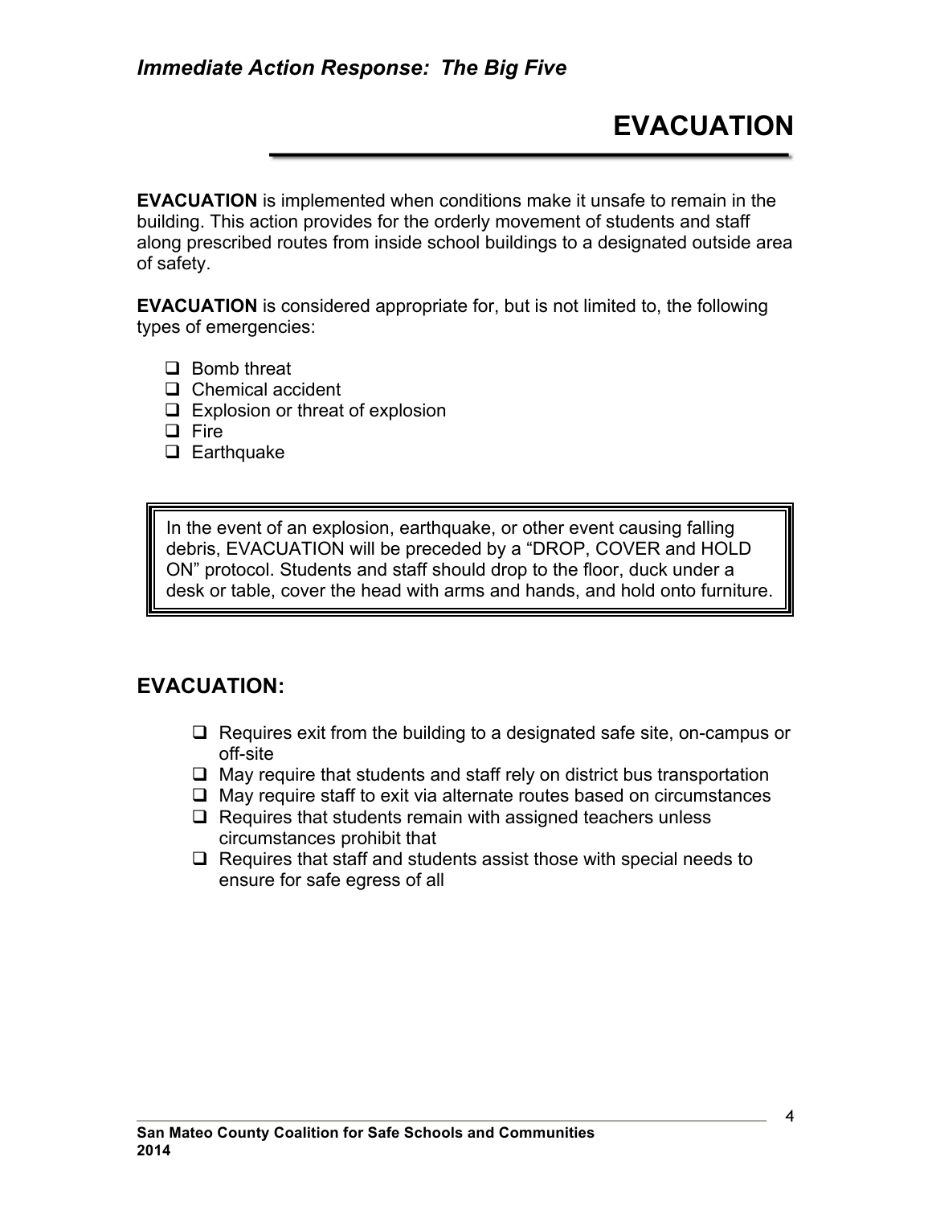# EVACUATION

**EVACUATION** is implemented when conditions make it unsafe to remain in the building. This action provides for the orderly movement of students and staff along prescribed routes from inside school buildings to a designated outside area of safety.

**EVACUATION** is considered appropriate for, but is not limited to, the following types of emergencies:

- Bomb threat
- Chemical accident
- Explosion or threat of explosion
- Fire
- Earthquake

> In the event of an explosion, earthquake, or other event causing falling debris, EVACUATION will be preceded by a "DROP, COVER and HOLD ON" protocol. Students and staff should drop to the floor, duck under a desk or table, cover the head with arms and hands, and hold onto furniture.

## EVACUATION:

- Requires exit from the building to a designated safe site, on-campus or off-site
- May require that students and staff rely on district bus transportation
- May require staff to exit via alternate routes based on circumstances
- Requires that students remain with assigned teachers unless circumstances prohibit that
- Requires that staff and students assist those with special needs to ensure for safe egress of all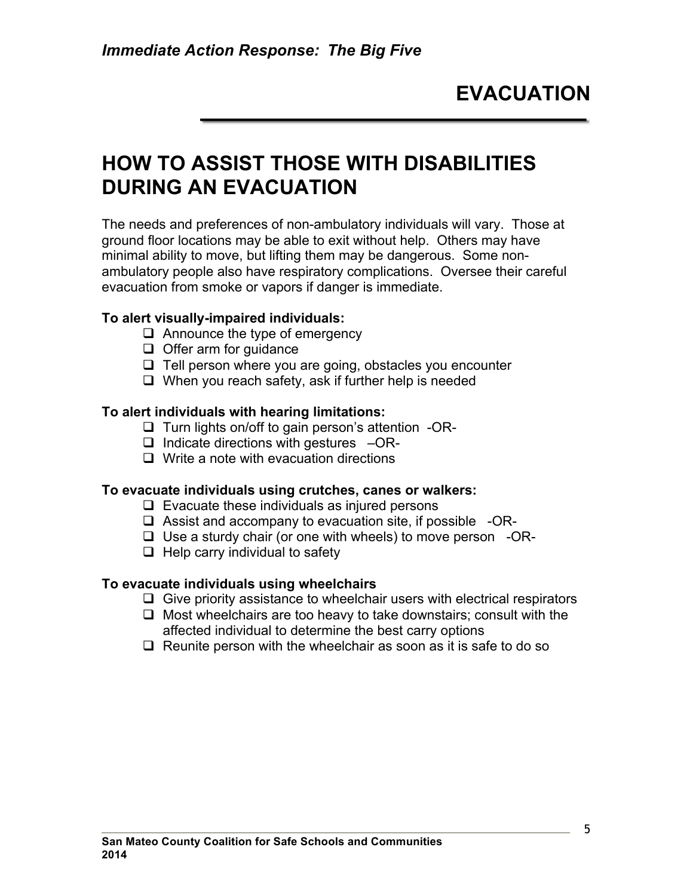# EVACUATION

## HOW TO ASSIST THOSE WITH DISABILITIES DURING AN EVACUATION

The needs and preferences of non-ambulatory individuals will vary. Those at ground floor locations may be able to exit without help. Others may have minimal ability to move, but lifting them may be dangerous. Some non-ambulatory people also have respiratory complications. Oversee their careful evacuation from smoke or vapors if danger is immediate.

**To alert visually-impaired individuals:**

- ❑ Announce the type of emergency
- ❑ Offer arm for guidance
- ❑ Tell person where you are going, obstacles you encounter
- ❑ When you reach safety, ask if further help is needed

**To alert individuals with hearing limitations:**

- ❑ Turn lights on/off to gain person's attention -OR-
- ❑ Indicate directions with gestures –OR-
- ❑ Write a note with evacuation directions

**To evacuate individuals using crutches, canes or walkers:**

- ❑ Evacuate these individuals as injured persons
- ❑ Assist and accompany to evacuation site, if possible -OR-
- ❑ Use a sturdy chair (or one with wheels) to move person -OR-
- ❑ Help carry individual to safety

**To evacuate individuals using wheelchairs**

- ❑ Give priority assistance to wheelchair users with electrical respirators
- ❑ Most wheelchairs are too heavy to take downstairs; consult with the affected individual to determine the best carry options
- ❑ Reunite person with the wheelchair as soon as it is safe to do so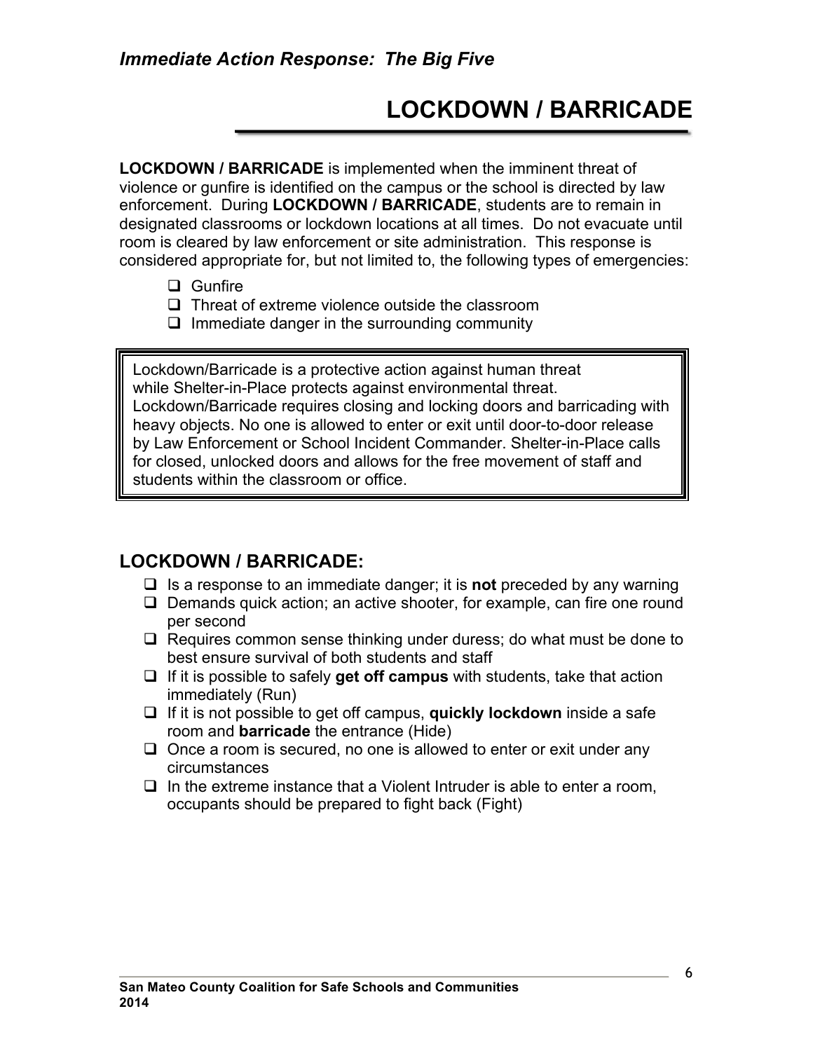*Immediate Action Response: The Big Five*

# LOCKDOWN / BARRICADE

**LOCKDOWN / BARRICADE** is implemented when the imminent threat of violence or gunfire is identified on the campus or the school is directed by law enforcement. During **LOCKDOWN / BARRICADE**, students are to remain in designated classrooms or lockdown locations at all times. Do not evacuate until room is cleared by law enforcement or site administration. This response is considered appropriate for, but not limited to, the following types of emergencies:

- Gunfire
- Threat of extreme violence outside the classroom
- Immediate danger in the surrounding community

> Lockdown/Barricade is a protective action against human threat while Shelter-in-Place protects against environmental threat. Lockdown/Barricade requires closing and locking doors and barricading with heavy objects. No one is allowed to enter or exit until door-to-door release by Law Enforcement or School Incident Commander. Shelter-in-Place calls for closed, unlocked doors and allows for the free movement of staff and students within the classroom or office.

## LOCKDOWN / BARRICADE:

- Is a response to an immediate danger; it is **not** preceded by any warning
- Demands quick action; an active shooter, for example, can fire one round per second
- Requires common sense thinking under duress; do what must be done to best ensure survival of both students and staff
- If it is possible to safely **get off campus** with students, take that action immediately (Run)
- If it is not possible to get off campus, **quickly lockdown** inside a safe room and **barricade** the entrance (Hide)
- Once a room is secured, no one is allowed to enter or exit under any circumstances
- In the extreme instance that a Violent Intruder is able to enter a room, occupants should be prepared to fight back (Fight)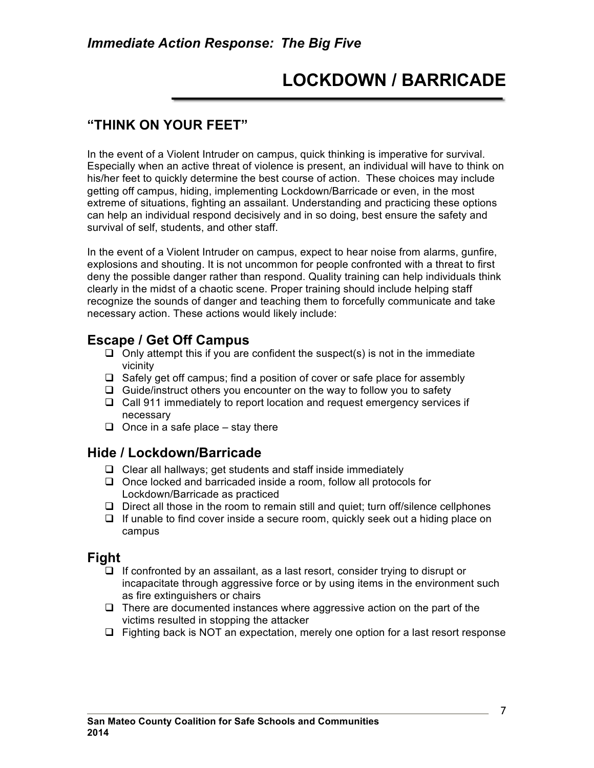*Immediate Action Response: The Big Five*

# LOCKDOWN / BARRICADE

## "THINK ON YOUR FEET"

In the event of a Violent Intruder on campus, quick thinking is imperative for survival. Especially when an active threat of violence is present, an individual will have to think on his/her feet to quickly determine the best course of action. These choices may include getting off campus, hiding, implementing Lockdown/Barricade or even, in the most extreme of situations, fighting an assailant. Understanding and practicing these options can help an individual respond decisively and in so doing, best ensure the safety and survival of self, students, and other staff.

In the event of a Violent Intruder on campus, expect to hear noise from alarms, gunfire, explosions and shouting. It is not uncommon for people confronted with a threat to first deny the possible danger rather than respond. Quality training can help individuals think clearly in the midst of a chaotic scene. Proper training should include helping staff recognize the sounds of danger and teaching them to forcefully communicate and take necessary action. These actions would likely include:

### Escape / Get Off Campus

- [ ] Only attempt this if you are confident the suspect(s) is not in the immediate vicinity
- [ ] Safely get off campus; find a position of cover or safe place for assembly
- [ ] Guide/instruct others you encounter on the way to follow you to safety
- [ ] Call 911 immediately to report location and request emergency services if necessary
- [ ] Once in a safe place – stay there

### Hide / Lockdown/Barricade

- [ ] Clear all hallways; get students and staff inside immediately
- [ ] Once locked and barricaded inside a room, follow all protocols for Lockdown/Barricade as practiced
- [ ] Direct all those in the room to remain still and quiet; turn off/silence cellphones
- [ ] If unable to find cover inside a secure room, quickly seek out a hiding place on campus

### Fight

- [ ] If confronted by an assailant, as a last resort, consider trying to disrupt or incapacitate through aggressive force or by using items in the environment such as fire extinguishers or chairs
- [ ] There are documented instances where aggressive action on the part of the victims resulted in stopping the attacker
- [ ] Fighting back is NOT an expectation, merely one option for a last resort response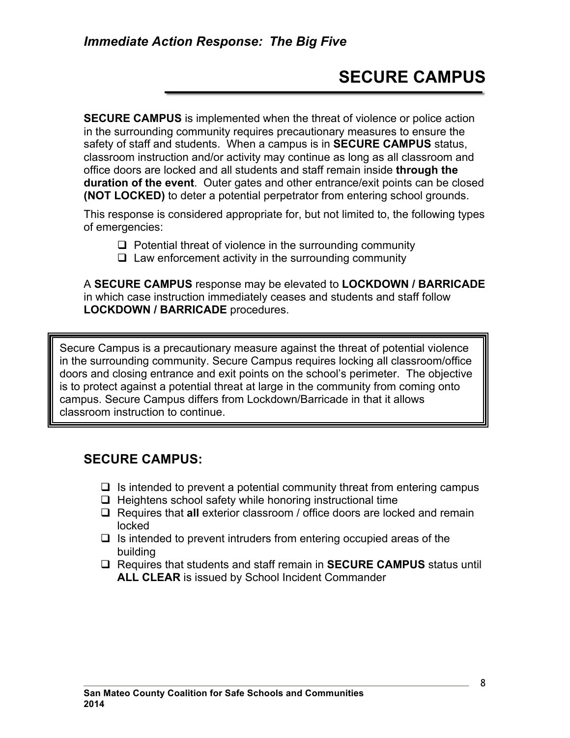*Immediate Action Response: The Big Five*

# SECURE CAMPUS

**SECURE CAMPUS** is implemented when the threat of violence or police action in the surrounding community requires precautionary measures to ensure the safety of staff and students. When a campus is in **SECURE CAMPUS** status, classroom instruction and/or activity may continue as long as all classroom and office doors are locked and all students and staff remain inside **through the duration of the event**. Outer gates and other entrance/exit points can be closed **(NOT LOCKED)** to deter a potential perpetrator from entering school grounds.

This response is considered appropriate for, but not limited to, the following types of emergencies:

- ☐ Potential threat of violence in the surrounding community
- ☐ Law enforcement activity in the surrounding community

A **SECURE CAMPUS** response may be elevated to **LOCKDOWN / BARRICADE** in which case instruction immediately ceases and students and staff follow **LOCKDOWN / BARRICADE** procedures.

> Secure Campus is a precautionary measure against the threat of potential violence in the surrounding community. Secure Campus requires locking all classroom/office doors and closing entrance and exit points on the school's perimeter. The objective is to protect against a potential threat at large in the community from coming onto campus. Secure Campus differs from Lockdown/Barricade in that it allows classroom instruction to continue.

## SECURE CAMPUS:

- ☐ Is intended to prevent a potential community threat from entering campus
- ☐ Heightens school safety while honoring instructional time
- ☐ Requires that **all** exterior classroom / office doors are locked and remain locked
- ☐ Is intended to prevent intruders from entering occupied areas of the building
- ☐ Requires that students and staff remain in **SECURE CAMPUS** status until **ALL CLEAR** is issued by School Incident Commander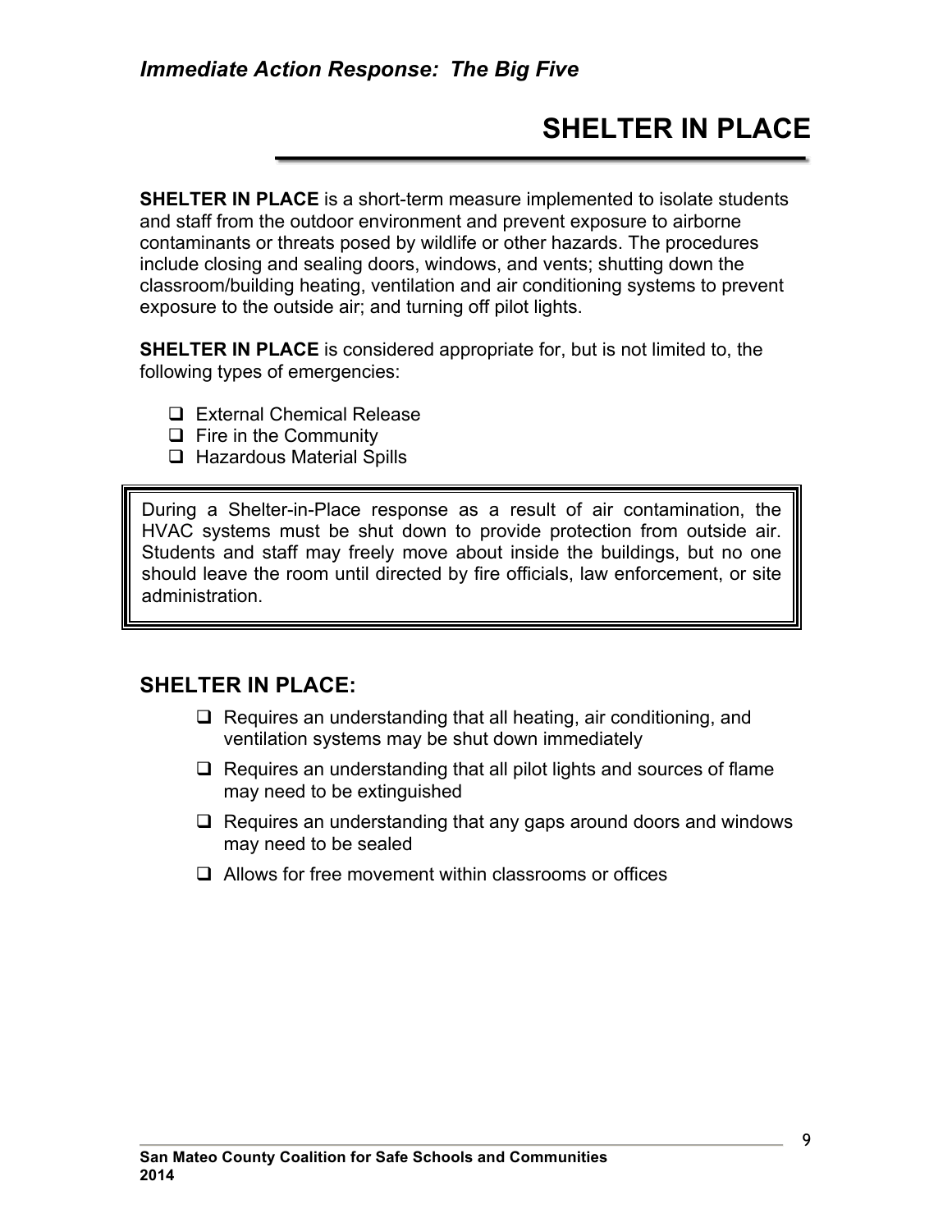*Immediate Action Response: The Big Five*

# SHELTER IN PLACE

**SHELTER IN PLACE** is a short-term measure implemented to isolate students and staff from the outdoor environment and prevent exposure to airborne contaminants or threats posed by wildlife or other hazards. The procedures include closing and sealing doors, windows, and vents; shutting down the classroom/building heating, ventilation and air conditioning systems to prevent exposure to the outside air; and turning off pilot lights.

**SHELTER IN PLACE** is considered appropriate for, but is not limited to, the following types of emergencies:

- External Chemical Release
- Fire in the Community
- Hazardous Material Spills

> During a Shelter-in-Place response as a result of air contamination, the HVAC systems must be shut down to provide protection from outside air. Students and staff may freely move about inside the buildings, but no one should leave the room until directed by fire officials, law enforcement, or site administration.

## SHELTER IN PLACE:

- Requires an understanding that all heating, air conditioning, and ventilation systems may be shut down immediately
- Requires an understanding that all pilot lights and sources of flame may need to be extinguished
- Requires an understanding that any gaps around doors and windows may need to be sealed
- Allows for free movement within classrooms or offices